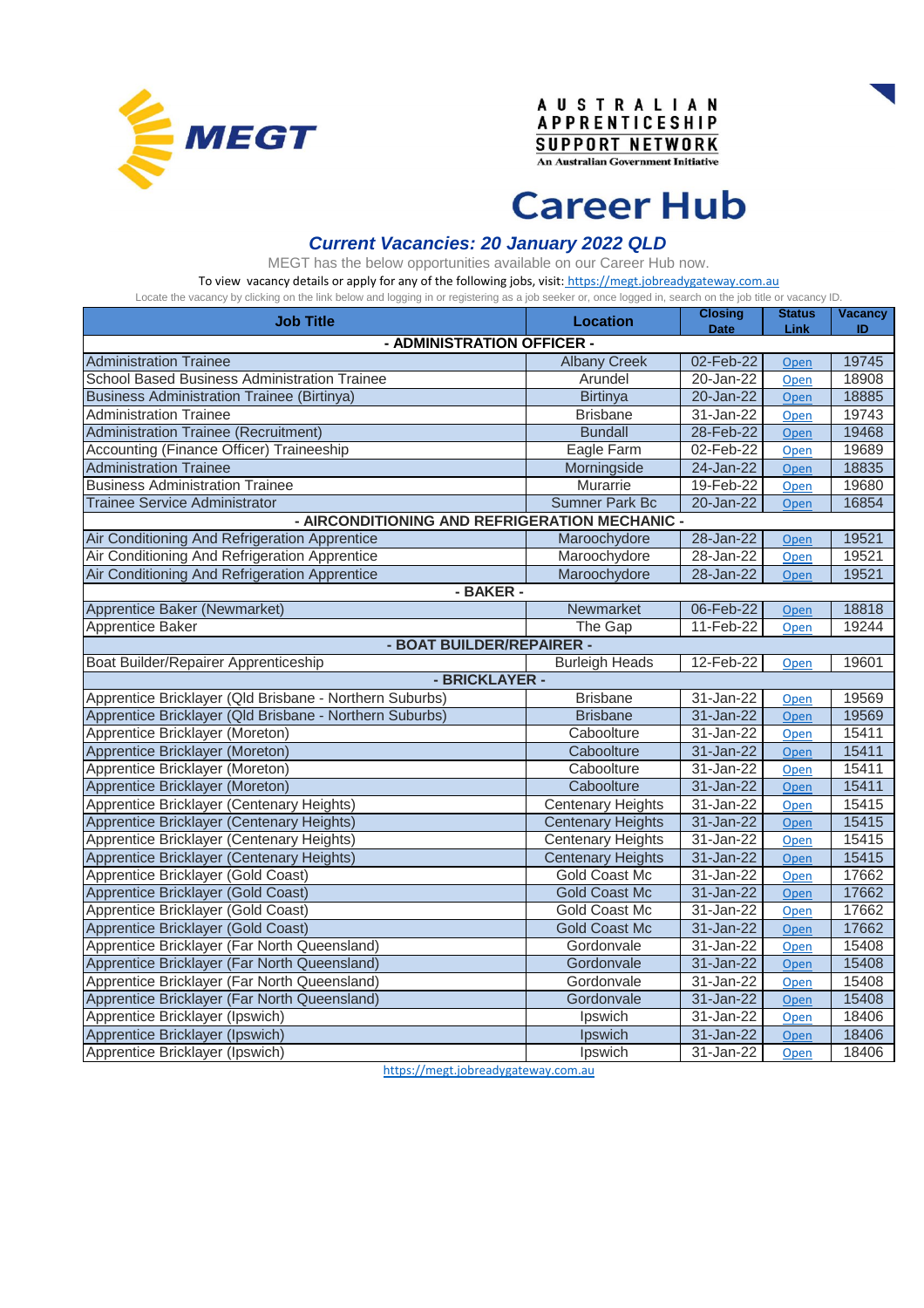MEGT

AUSTRALIAN APPRENTICESHIP SUPPORT NETWORK
An Australian Government Initiative

# Career Hub

## *Current Vacancies: 20 January 2022 QLD*

MEGT has the below opportunities available on our Career Hub now.

To view vacancy details or apply for any of the following jobs, visit: https://megt.jobreadygateway.com.au

Locate the vacancy by clicking on the link below and logging in or registering as a job seeker or, once logged in, search on the job title or vacancy ID.

| Job Title | Location | Closing Date | Status Link | Vacancy ID |
|---|---|---|---|---|
| **- ADMINISTRATION OFFICER -** | | | | |
| Administration Trainee | Albany Creek | 02-Feb-22 | Open | 19745 |
| School Based Business Administration Trainee | Arundel | 20-Jan-22 | Open | 18908 |
| Business Administration Trainee (Birtinya) | Birtinya | 20-Jan-22 | Open | 18885 |
| Administration Trainee | Brisbane | 31-Jan-22 | Open | 19743 |
| Administration Trainee (Recruitment) | Bundall | 28-Feb-22 | Open | 19468 |
| Accounting (Finance Officer) Traineeship | Eagle Farm | 02-Feb-22 | Open | 19689 |
| Administration Trainee | Morningside | 24-Jan-22 | Open | 18835 |
| Business Administration Trainee | Murarrie | 19-Feb-22 | Open | 19680 |
| Trainee Service Administrator | Sumner Park Bc | 20-Jan-22 | Open | 16854 |
| **- AIRCONDITIONING AND REFRIGERATION MECHANIC -** | | | | |
| Air Conditioning And Refrigeration Apprentice | Maroochydore | 28-Jan-22 | Open | 19521 |
| Air Conditioning And Refrigeration Apprentice | Maroochydore | 28-Jan-22 | Open | 19521 |
| Air Conditioning And Refrigeration Apprentice | Maroochydore | 28-Jan-22 | Open | 19521 |
| **- BAKER -** | | | | |
| Apprentice Baker (Newmarket) | Newmarket | 06-Feb-22 | Open | 18818 |
| Apprentice Baker | The Gap | 11-Feb-22 | Open | 19244 |
| **- BOAT BUILDER/REPAIRER -** | | | | |
| Boat Builder/Repairer Apprenticeship | Burleigh Heads | 12-Feb-22 | Open | 19601 |
| **- BRICKLAYER -** | | | | |
| Apprentice Bricklayer (Qld Brisbane - Northern Suburbs) | Brisbane | 31-Jan-22 | Open | 19569 |
| Apprentice Bricklayer (Qld Brisbane - Northern Suburbs) | Brisbane | 31-Jan-22 | Open | 19569 |
| Apprentice Bricklayer (Moreton) | Caboolture | 31-Jan-22 | Open | 15411 |
| Apprentice Bricklayer (Moreton) | Caboolture | 31-Jan-22 | Open | 15411 |
| Apprentice Bricklayer (Moreton) | Caboolture | 31-Jan-22 | Open | 15411 |
| Apprentice Bricklayer (Moreton) | Caboolture | 31-Jan-22 | Open | 15411 |
| Apprentice Bricklayer (Centenary Heights) | Centenary Heights | 31-Jan-22 | Open | 15415 |
| Apprentice Bricklayer (Centenary Heights) | Centenary Heights | 31-Jan-22 | Open | 15415 |
| Apprentice Bricklayer (Centenary Heights) | Centenary Heights | 31-Jan-22 | Open | 15415 |
| Apprentice Bricklayer (Centenary Heights) | Centenary Heights | 31-Jan-22 | Open | 15415 |
| Apprentice Bricklayer (Gold Coast) | Gold Coast Mc | 31-Jan-22 | Open | 17662 |
| Apprentice Bricklayer (Gold Coast) | Gold Coast Mc | 31-Jan-22 | Open | 17662 |
| Apprentice Bricklayer (Gold Coast) | Gold Coast Mc | 31-Jan-22 | Open | 17662 |
| Apprentice Bricklayer (Gold Coast) | Gold Coast Mc | 31-Jan-22 | Open | 17662 |
| Apprentice Bricklayer (Far North Queensland) | Gordonvale | 31-Jan-22 | Open | 15408 |
| Apprentice Bricklayer (Far North Queensland) | Gordonvale | 31-Jan-22 | Open | 15408 |
| Apprentice Bricklayer (Far North Queensland) | Gordonvale | 31-Jan-22 | Open | 15408 |
| Apprentice Bricklayer (Far North Queensland) | Gordonvale | 31-Jan-22 | Open | 15408 |
| Apprentice Bricklayer (Ipswich) | Ipswich | 31-Jan-22 | Open | 18406 |
| Apprentice Bricklayer (Ipswich) | Ipswich | 31-Jan-22 | Open | 18406 |
| Apprentice Bricklayer (Ipswich) | Ipswich | 31-Jan-22 | Open | 18406 |

https://megt.jobreadygateway.com.au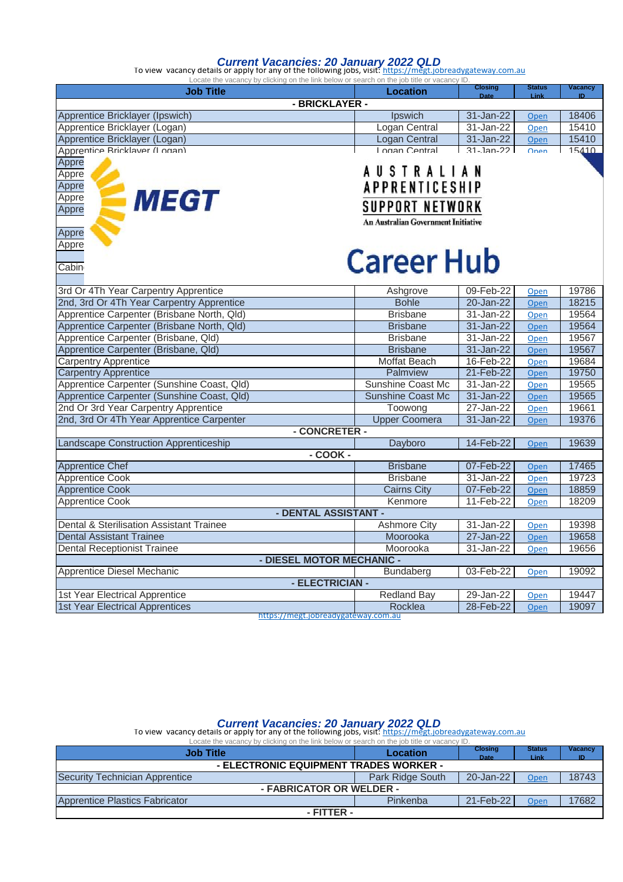## *Current Vacancies: 20 January 2022 QLD*

To view vacancy details or apply for any of the following jobs, visit: https://megt.jobreadygateway.com.au

Locate the vacancy by clicking on the link below or search on the job title or vacancy ID.

| Job Title | Location | Closing Date | Status Link | Vacancy ID |
|---|---|---|---|---|
| **- BRICKLAYER -** | | | | |
| Apprentice Bricklayer (Ipswich) | Ipswich | 31-Jan-22 | Open | 18406 |
| Apprentice Bricklayer (Logan) | Logan Central | 31-Jan-22 | Open | 15410 |
| Apprentice Bricklayer (Logan) | Logan Central | 31-Jan-22 | Open | 15410 |
| Apprentice Bricklayer (Logan) | Logan Central | 31-Jan-22 | Open | 15410 |
| Appre | | | | |
| Appre | | | | |
| Appre | | | | |
| Appre | | | | |
| Appre | | | | |
| Appre | | | | |
| Appre | | | | |
| Cabin | | | | |
| 3rd Or 4Th Year Carpentry Apprentice | Ashgrove | 09-Feb-22 | Open | 19786 |
| 2nd, 3rd Or 4Th Year Carpentry Apprentice | Bohle | 20-Jan-22 | Open | 18215 |
| Apprentice Carpenter (Brisbane North, Qld) | Brisbane | 31-Jan-22 | Open | 19564 |
| Apprentice Carpenter (Brisbane North, Qld) | Brisbane | 31-Jan-22 | Open | 19564 |
| Apprentice Carpenter (Brisbane, Qld) | Brisbane | 31-Jan-22 | Open | 19567 |
| Apprentice Carpenter (Brisbane, Qld) | Brisbane | 31-Jan-22 | Open | 19567 |
| Carpentry Apprentice | Moffat Beach | 16-Feb-22 | Open | 19684 |
| Carpentry Apprentice | Palmview | 21-Feb-22 | Open | 19750 |
| Apprentice Carpenter (Sunshine Coast, Qld) | Sunshine Coast Mc | 31-Jan-22 | Open | 19565 |
| Apprentice Carpenter (Sunshine Coast, Qld) | Sunshine Coast Mc | 31-Jan-22 | Open | 19565 |
| 2nd Or 3rd Year Carpentry Apprentice | Toowong | 27-Jan-22 | Open | 19661 |
| 2nd, 3rd Or 4Th Year Apprentice Carpenter | Upper Coomera | 31-Jan-22 | Open | 19376 |
| **- CONCRETER -** | | | | |
| Landscape Construction Apprenticeship | Dayboro | 14-Feb-22 | Open | 19639 |
| **- COOK -** | | | | |
| Apprentice Chef | Brisbane | 07-Feb-22 | Open | 17465 |
| Apprentice Cook | Brisbane | 31-Jan-22 | Open | 19723 |
| Apprentice Cook | Cairns City | 07-Feb-22 | Open | 18859 |
| Apprentice Cook | Kenmore | 11-Feb-22 | Open | 18209 |
| **- DENTAL ASSISTANT -** | | | | |
| Dental & Sterilisation Assistant Trainee | Ashmore City | 31-Jan-22 | Open | 19398 |
| Dental Assistant Trainee | Moorooka | 27-Jan-22 | Open | 19658 |
| Dental Receptionist Trainee | Moorooka | 31-Jan-22 | Open | 19656 |
| **- DIESEL MOTOR MECHANIC -** | | | | |
| Apprentice Diesel Mechanic | Bundaberg | 03-Feb-22 | Open | 19092 |
| **- ELECTRICIAN -** | | | | |
| 1st Year Electrical Apprentice | Redland Bay | 29-Jan-22 | Open | 19447 |
| 1st Year Electrical Apprentices | Rocklea | 28-Feb-22 | Open | 19097 |

MEGT — AUSTRALIAN APPRENTICESHIP SUPPORT NETWORK — An Australian Government Initiative — Career Hub

https://megt.jobreadygateway.com.au

## *Current Vacancies: 20 January 2022 QLD*

To view vacancy details or apply for any of the following jobs, visit: https://megt.jobreadygateway.com.au

Locate the vacancy by clicking on the link below or search on the job title or vacancy ID.

| Job Title | Location | Closing Date | Status Link | Vacancy ID |
|---|---|---|---|---|
| **- ELECTRONIC EQUIPMENT TRADES WORKER -** | | | | |
| Security Technician Apprentice | Park Ridge South | 20-Jan-22 | Open | 18743 |
| **- FABRICATOR OR WELDER -** | | | | |
| Apprentice Plastics Fabricator | Pinkenba | 21-Feb-22 | Open | 17682 |
| **- FITTER -** | | | | |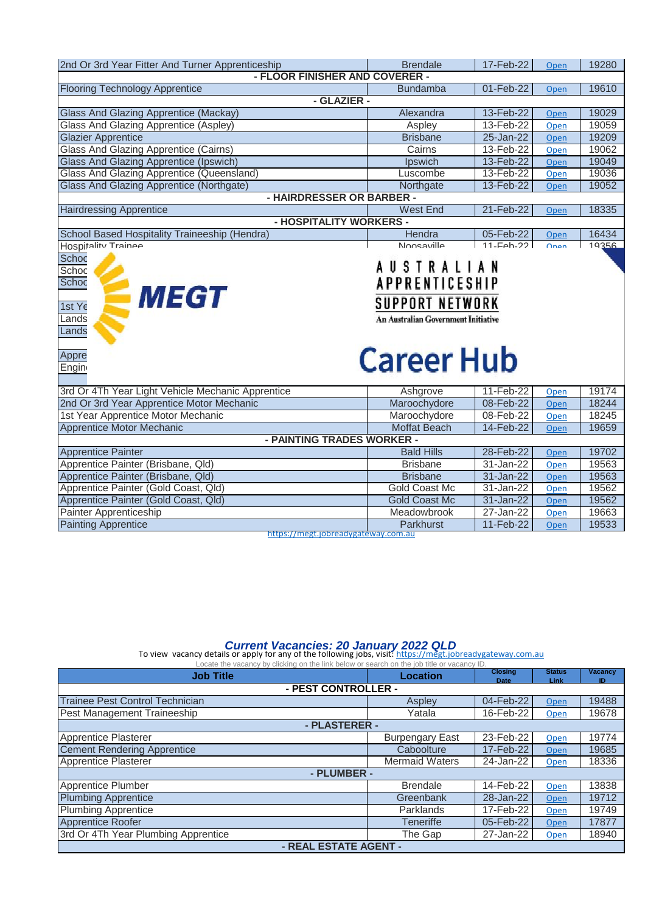| | | | | |
|---|---|---|---|---|
| 2nd Or 3rd Year Fitter And Turner Apprenticeship | Brendale | 17-Feb-22 | Open | 19280 |
| **- FLOOR FINISHER AND COVERER -** | | | | |
| Flooring Technology Apprentice | Bundamba | 01-Feb-22 | Open | 19610 |
| **- GLAZIER -** | | | | |
| Glass And Glazing Apprentice (Mackay) | Alexandra | 13-Feb-22 | Open | 19029 |
| Glass And Glazing Apprentice (Aspley) | Aspley | 13-Feb-22 | Open | 19059 |
| Glazier Apprentice | Brisbane | 25-Jan-22 | Open | 19209 |
| Glass And Glazing Apprentice (Cairns) | Cairns | 13-Feb-22 | Open | 19062 |
| Glass And Glazing Apprentice (Ipswich) | Ipswich | 13-Feb-22 | Open | 19049 |
| Glass And Glazing Apprentice (Queensland) | Luscombe | 13-Feb-22 | Open | 19036 |
| Glass And Glazing Apprentice (Northgate) | Northgate | 13-Feb-22 | Open | 19052 |
| **- HAIRDRESSER OR BARBER -** | | | | |
| Hairdressing Apprentice | West End | 21-Feb-22 | Open | 18335 |
| **- HOSPITALITY WORKERS -** | | | | |
| School Based Hospitality Traineeship (Hendra) | Hendra | 05-Feb-22 | Open | 16434 |
| Hospitality Trainee | Noosaville | 11-Feb-22 | Open | 19356 |
| Schoo | | | | |
| Schoo | | | | |
| Schoo | | | | |
| 1st Ye | | | | |
| Lands | | | | |
| Lands | | | | |
| Appre | | | | |
| Engin | | | | |
| 3rd Or 4Th Year Light Vehicle Mechanic Apprentice | Ashgrove | 11-Feb-22 | Open | 19174 |
| 2nd Or 3rd Year Apprentice Motor Mechanic | Maroochydore | 08-Feb-22 | Open | 18244 |
| 1st Year Apprentice Motor Mechanic | Maroochydore | 08-Feb-22 | Open | 18245 |
| Apprentice Motor Mechanic | Moffat Beach | 14-Feb-22 | Open | 19659 |
| **- PAINTING TRADES WORKER -** | | | | |
| Apprentice Painter | Bald Hills | 28-Feb-22 | Open | 19702 |
| Apprentice Painter (Brisbane, Qld) | Brisbane | 31-Jan-22 | Open | 19563 |
| Apprentice Painter (Brisbane, Qld) | Brisbane | 31-Jan-22 | Open | 19563 |
| Apprentice Painter (Gold Coast, Qld) | Gold Coast Mc | 31-Jan-22 | Open | 19562 |
| Apprentice Painter (Gold Coast, Qld) | Gold Coast Mc | 31-Jan-22 | Open | 19562 |
| Painter Apprenticeship | Meadowbrook | 27-Jan-22 | Open | 19663 |
| Painting Apprentice | Parkhurst | 11-Feb-22 | Open | 19533 |

MEGT

AUSTRALIAN APPRENTICESHIP SUPPORT NETWORK

An Australian Government Initiative

Career Hub

https://megt.jobreadygateway.com.au

## *Current Vacancies: 20 January 2022 QLD*

To view vacancy details or apply for any of the following jobs, visit: https://megt.jobreadygateway.com.au

Locate the vacancy by clicking on the link below or search on the job title or vacancy ID.

| Job Title | Location | Closing Date | Status Link | Vacancy ID |
|---|---|---|---|---|
| **- PEST CONTROLLER -** | | | | |
| Trainee Pest Control Technician | Aspley | 04-Feb-22 | Open | 19488 |
| Pest Management Traineeship | Yatala | 16-Feb-22 | Open | 19678 |
| **- PLASTERER -** | | | | |
| Apprentice Plasterer | Burpengary East | 23-Feb-22 | Open | 19774 |
| Cement Rendering Apprentice | Caboolture | 17-Feb-22 | Open | 19685 |
| Apprentice Plasterer | Mermaid Waters | 24-Jan-22 | Open | 18336 |
| **- PLUMBER -** | | | | |
| Apprentice Plumber | Brendale | 14-Feb-22 | Open | 13838 |
| Plumbing Apprentice | Greenbank | 28-Jan-22 | Open | 19712 |
| Plumbing Apprentice | Parklands | 17-Feb-22 | Open | 19749 |
| Apprentice Roofer | Teneriffe | 05-Feb-22 | Open | 17877 |
| 3rd Or 4Th Year Plumbing Apprentice | The Gap | 27-Jan-22 | Open | 18940 |
| **- REAL ESTATE AGENT -** | | | | |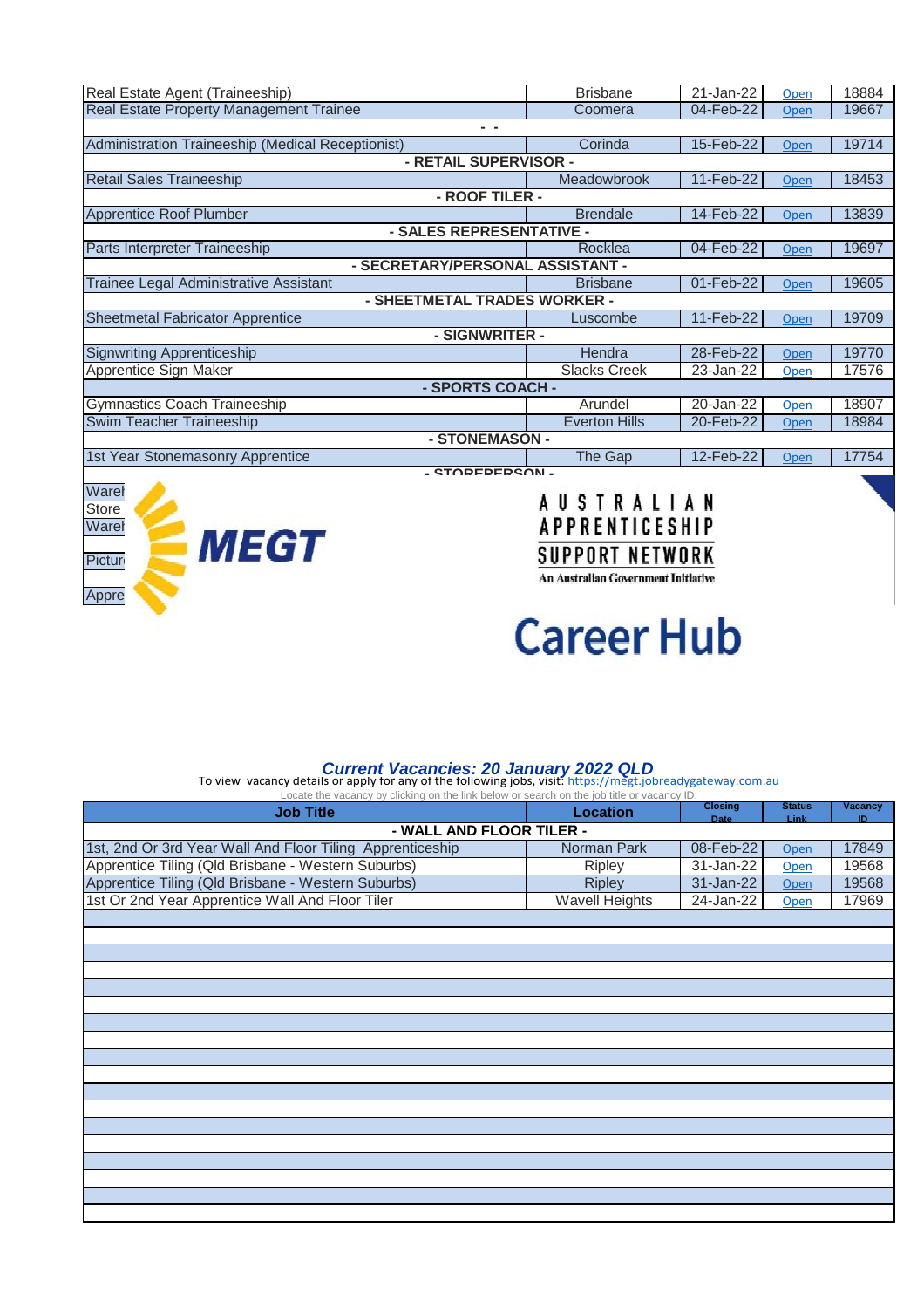| Job Title | Location | Closing Date | Status Link | Vacancy ID |
|---|---|---|---|---|
| Real Estate Agent (Traineeship) | Brisbane | 21-Jan-22 | Open | 18884 |
| Real Estate Property Management Trainee | Coomera | 04-Feb-22 | Open | 19667 |
| - - | | | | |
| Administration Traineeship (Medical Receptionist) | Corinda | 15-Feb-22 | Open | 19714 |
| - RETAIL SUPERVISOR - | | | | |
| Retail Sales Traineeship | Meadowbrook | 11-Feb-22 | Open | 18453 |
| - ROOF TILER - | | | | |
| Apprentice Roof Plumber | Brendale | 14-Feb-22 | Open | 13839 |
| - SALES REPRESENTATIVE - | | | | |
| Parts Interpreter Traineeship | Rocklea | 04-Feb-22 | Open | 19697 |
| - SECRETARY/PERSONAL ASSISTANT - | | | | |
| Trainee Legal Administrative Assistant | Brisbane | 01-Feb-22 | Open | 19605 |
| - SHEETMETAL TRADES WORKER - | | | | |
| Sheetmetal Fabricator Apprentice | Luscombe | 11-Feb-22 | Open | 19709 |
| - SIGNWRITER - | | | | |
| Signwriting Apprenticeship | Hendra | 28-Feb-22 | Open | 19770 |
| Apprentice Sign Maker | Slacks Creek | 23-Jan-22 | Open | 17576 |
| - SPORTS COACH - | | | | |
| Gymnastics Coach Traineeship | Arundel | 20-Jan-22 | Open | 18907 |
| Swim Teacher Traineeship | Everton Hills | 20-Feb-22 | Open | 18984 |
| - STONEMASON - | | | | |
| 1st Year Stonemasonry Apprentice | The Gap | 12-Feb-22 | Open | 17754 |
| - STOREPERSON - | | | | |

MEGT

AUSTRALIAN APPRENTICESHIP SUPPORT NETWORK

An Australian Government Initiative

# Career Hub

## *Current Vacancies: 20 January 2022 QLD*

To view vacancy details or apply for any of the following jobs, visit: https://megt.jobreadygateway.com.au

Locate the vacancy by clicking on the link below or search on the job title or vacancy ID.

| Job Title | Location | Closing Date | Status Link | Vacancy ID |
|---|---|---|---|---|
| - WALL AND FLOOR TILER - | | | | |
| 1st, 2nd Or 3rd Year Wall And Floor Tiling Apprenticeship | Norman Park | 08-Feb-22 | Open | 17849 |
| Apprentice Tiling (Qld Brisbane - Western Suburbs) | Ripley | 31-Jan-22 | Open | 19568 |
| Apprentice Tiling (Qld Brisbane - Western Suburbs) | Ripley | 31-Jan-22 | Open | 19568 |
| 1st Or 2nd Year Apprentice Wall And Floor Tiler | Wavell Heights | 24-Jan-22 | Open | 17969 |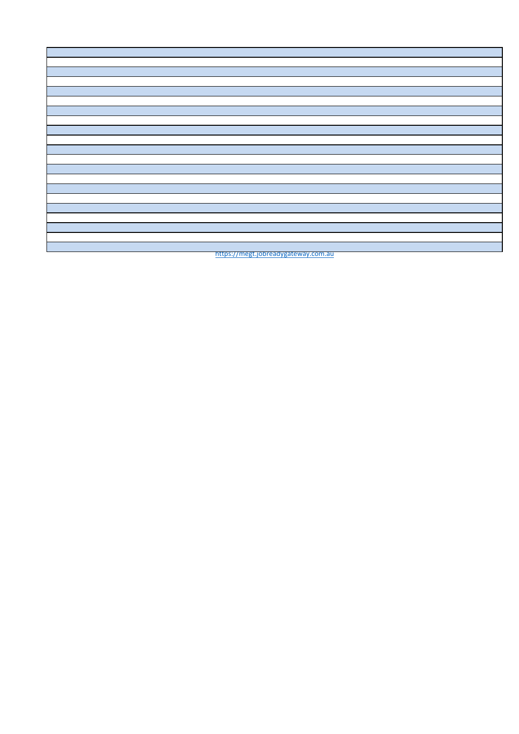https://megt.jobreadygateway.com.au